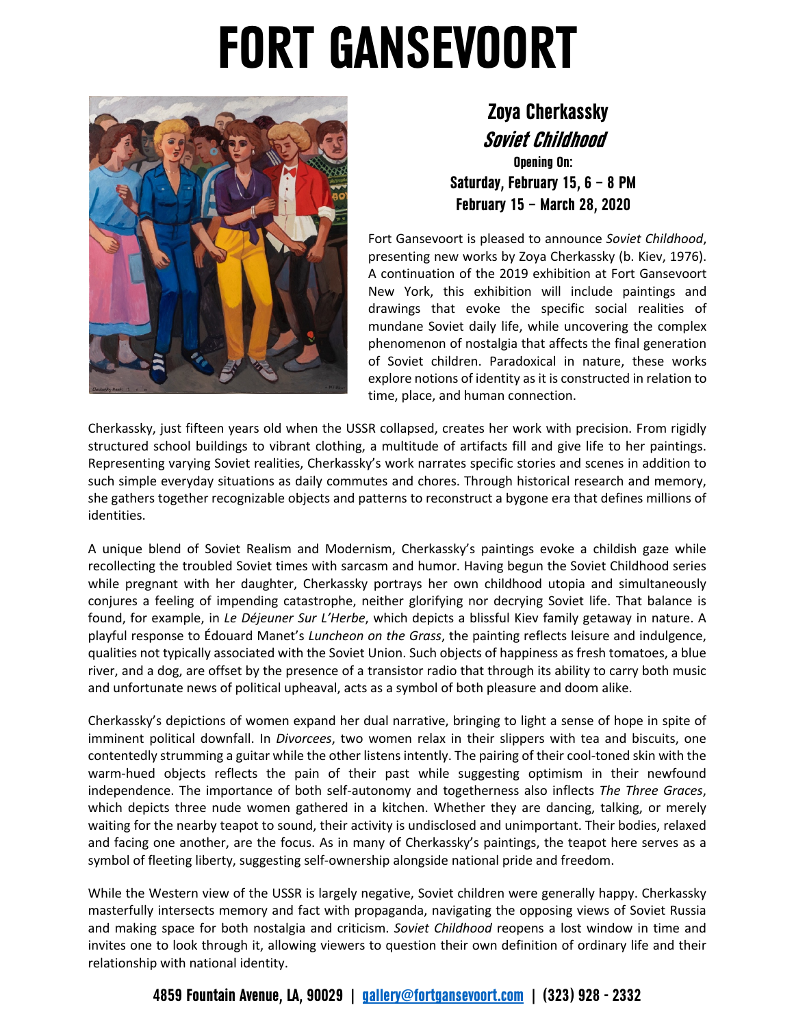# FORT GANSEVOORT

## Zoya Cherkassky

### *Soviet Childhood*

**Opening On:**

**Saturday, February 15, 6 – 8 PM**

**February 15 – March 28, 2020**

Fort Gansevoort is pleased to announce *Soviet Childhood*, presenting new works by Zoya Cherkassky (b. Kiev, 1976). A continuation of the 2019 exhibition at Fort Gansevoort New York, this exhibition will include paintings and drawings that evoke the specific social realities of mundane Soviet daily life, while uncovering the complex phenomenon of nostalgia that affects the final generation of Soviet children. Paradoxical in nature, these works explore notions of identity as it is constructed in relation to time, place, and human connection.

Cherkassky, just fifteen years old when the USSR collapsed, creates her work with precision. From rigidly structured school buildings to vibrant clothing, a multitude of artifacts fill and give life to her paintings. Representing varying Soviet realities, Cherkassky's work narrates specific stories and scenes in addition to such simple everyday situations as daily commutes and chores. Through historical research and memory, she gathers together recognizable objects and patterns to reconstruct a bygone era that defines millions of identities.

A unique blend of Soviet Realism and Modernism, Cherkassky's paintings evoke a childish gaze while recollecting the troubled Soviet times with sarcasm and humor. Having begun the Soviet Childhood series while pregnant with her daughter, Cherkassky portrays her own childhood utopia and simultaneously conjures a feeling of impending catastrophe, neither glorifying nor decrying Soviet life. That balance is found, for example, in *Le Déjeuner Sur L'Herbe*, which depicts a blissful Kiev family getaway in nature. A playful response to Édouard Manet's *Luncheon on the Grass*, the painting reflects leisure and indulgence, qualities not typically associated with the Soviet Union. Such objects of happiness as fresh tomatoes, a blue river, and a dog, are offset by the presence of a transistor radio that through its ability to carry both music and unfortunate news of political upheaval, acts as a symbol of both pleasure and doom alike.

Cherkassky's depictions of women expand her dual narrative, bringing to light a sense of hope in spite of imminent political downfall. In *Divorcees*, two women relax in their slippers with tea and biscuits, one contentedly strumming a guitar while the other listens intently. The pairing of their cool-toned skin with the warm-hued objects reflects the pain of their past while suggesting optimism in their newfound independence. The importance of both self-autonomy and togetherness also inflects *The Three Graces*, which depicts three nude women gathered in a kitchen. Whether they are dancing, talking, or merely waiting for the nearby teapot to sound, their activity is undisclosed and unimportant. Their bodies, relaxed and facing one another, are the focus. As in many of Cherkassky's paintings, the teapot here serves as a symbol of fleeting liberty, suggesting self-ownership alongside national pride and freedom.

While the Western view of the USSR is largely negative, Soviet children were generally happy. Cherkassky masterfully intersects memory and fact with propaganda, navigating the opposing views of Soviet Russia and making space for both nostalgia and criticism. *Soviet Childhood* reopens a lost window in time and invites one to look through it, allowing viewers to question their own definition of ordinary life and their relationship with national identity.

**4859 Fountain Avenue, LA, 90029 | gallery@fortgansevoort.com | (323) 928 - 2332**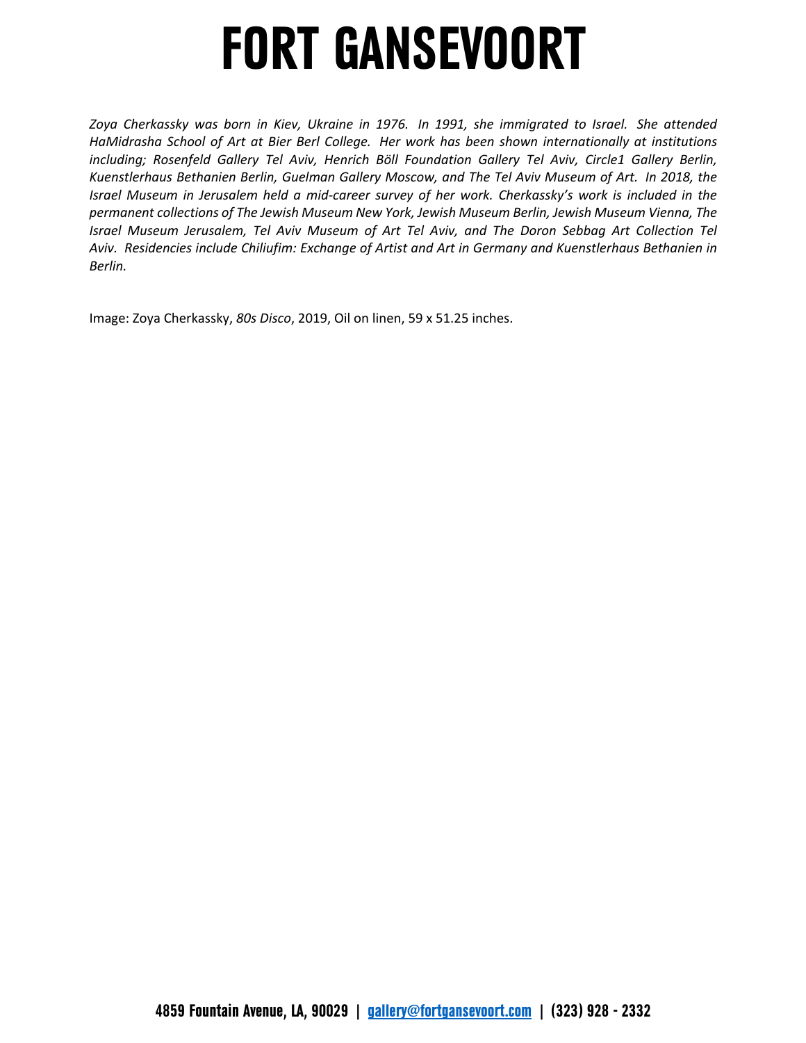*Zoya Cherkassky was born in Kiev, Ukraine in 1976. In 1991, she immigrated to Israel. She attended HaMidrasha School of Art at Bier Berl College. Her work has been shown internationally at institutions including; Rosenfeld Gallery Tel Aviv, Henrich Böll Foundation Gallery Tel Aviv, Circle1 Gallery Berlin, Kuenstlerhaus Bethanien Berlin, Guelman Gallery Moscow, and The Tel Aviv Museum of Art. In 2018, the Israel Museum in Jerusalem held a mid-career survey of her work. Cherkassky's work is included in the permanent collections of The Jewish Museum New York, Jewish Museum Berlin, Jewish Museum Vienna, The Israel Museum Jerusalem, Tel Aviv Museum of Art Tel Aviv, and The Doron Sebbag Art Collection Tel Aviv. Residencies include Chiliufim: Exchange of Artist and Art in Germany and Kuenstlerhaus Bethanien in Berlin.*

Image: Zoya Cherkassky, *80s Disco*, 2019, Oil on linen, 59 x 51.25 inches.